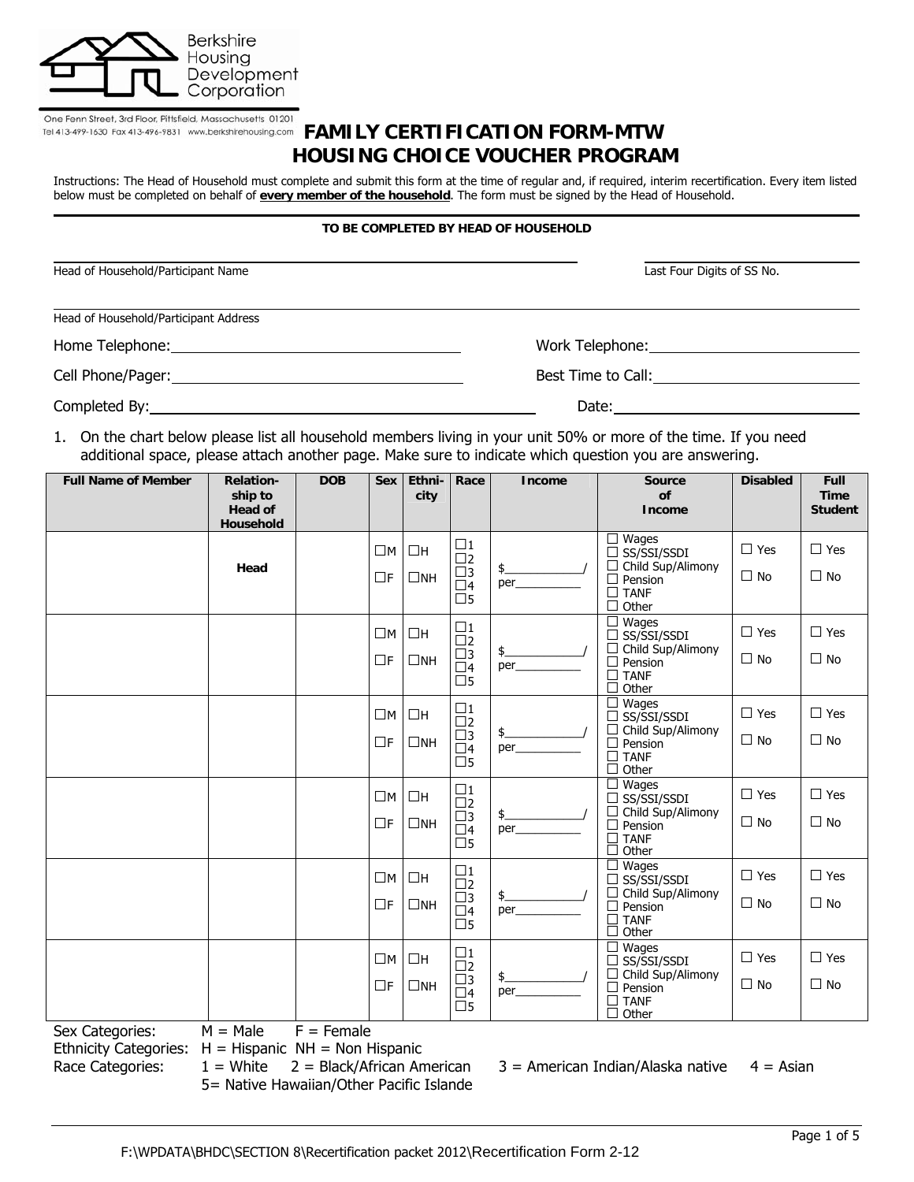Berkshire Housing Development Corporation

One Fenn Street, 3rd Floor, Pittsfield, Massachusetts 01201
Tel 413-499-1630 Fax 413-496-9831 www.berkshirehousing.com

# FAMILY CERTIFICATION FORM-MTW
# HOUSING CHOICE VOUCHER PROGRAM

Instructions: The Head of Household must complete and submit this form at the time of regular and, if required, interim recertification. Every item listed below must be completed on behalf of **every member of the household**. The form must be signed by the Head of Household.

**TO BE COMPLETED BY HEAD OF HOUSEHOLD**

Head of Household/Participant Name ______________________ Last Four Digits of SS No. ______________________

Head of Household/Participant Address ______________________

Home Telephone: ______________________ Work Telephone: ______________________

Cell Phone/Pager: ______________________ Best Time to Call: ______________________

Completed By: ______________________ Date: ______________________

1. On the chart below please list all household members living in your unit 50% or more of the time. If you need additional space, please attach another page. Make sure to indicate which question you are answering.

| Full Name of Member | Relation-ship to Head of Household | DOB | Sex | Ethni-city | Race | Income | Source of Income | Disabled | Full Time Student |
|---|---|---|---|---|---|---|---|---|---|
| | Head | | ☐M ☐F | ☐H ☐NH | ☐1 ☐2 ☐3 ☐4 ☐5 | $_______/ per_______ | ☐ Wages ☐ SS/SSI/SSDI ☐ Child Sup/Alimony ☐ Pension ☐ TANF ☐ Other | ☐ Yes ☐ No | ☐ Yes ☐ No |
| | | | ☐M ☐F | ☐H ☐NH | ☐1 ☐2 ☐3 ☐4 ☐5 | $_______/ per_______ | ☐ Wages ☐ SS/SSI/SSDI ☐ Child Sup/Alimony ☐ Pension ☐ TANF ☐ Other | ☐ Yes ☐ No | ☐ Yes ☐ No |
| | | | ☐M ☐F | ☐H ☐NH | ☐1 ☐2 ☐3 ☐4 ☐5 | $_______/ per_______ | ☐ Wages ☐ SS/SSI/SSDI ☐ Child Sup/Alimony ☐ Pension ☐ TANF ☐ Other | ☐ Yes ☐ No | ☐ Yes ☐ No |
| | | | ☐M ☐F | ☐H ☐NH | ☐1 ☐2 ☐3 ☐4 ☐5 | $_______/ per_______ | ☐ Wages ☐ SS/SSI/SSDI ☐ Child Sup/Alimony ☐ Pension ☐ TANF ☐ Other | ☐ Yes ☐ No | ☐ Yes ☐ No |
| | | | ☐M ☐F | ☐H ☐NH | ☐1 ☐2 ☐3 ☐4 ☐5 | $_______/ per_______ | ☐ Wages ☐ SS/SSI/SSDI ☐ Child Sup/Alimony ☐ Pension ☐ TANF ☐ Other | ☐ Yes ☐ No | ☐ Yes ☐ No |
| | | | ☐M ☐F | ☐H ☐NH | ☐1 ☐2 ☐3 ☐4 ☐5 | $_______/ per_______ | ☐ Wages ☐ SS/SSI/SSDI ☐ Child Sup/Alimony ☐ Pension ☐ TANF ☐ Other | ☐ Yes ☐ No | ☐ Yes ☐ No |

Sex Categories: M = Male F = Female
Ethnicity Categories: H = Hispanic NH = Non Hispanic
Race Categories: 1 = White 2 = Black/African American 3 = American Indian/Alaska native 4 = Asian
5= Native Hawaiian/Other Pacific Islande

F:\WPDATA\BHDC\SECTION 8\Recertification packet 2012\Recertification Form 2-12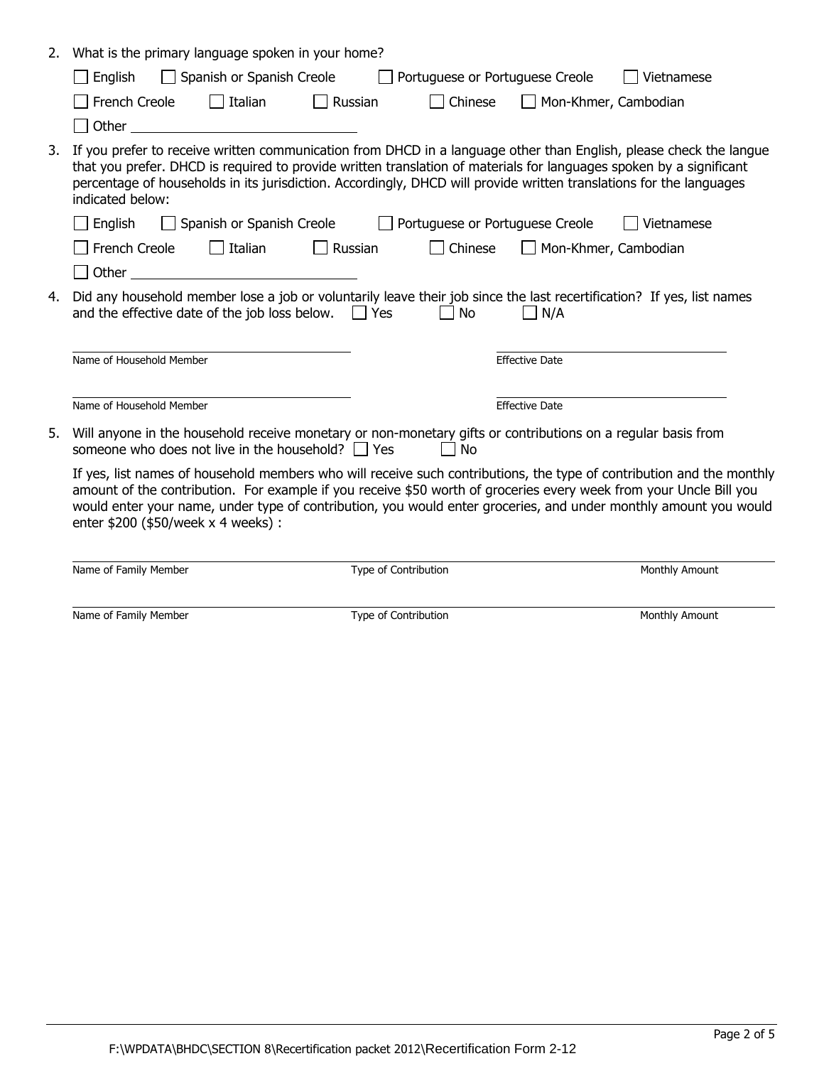2. What is the primary language spoken in your home?

   ☐ English ☐ Spanish or Spanish Creole ☐ Portuguese or Portuguese Creole ☐ Vietnamese

   ☐ French Creole ☐ Italian ☐ Russian ☐ Chinese ☐ Mon-Khmer, Cambodian

   ☐ Other ______________________________

3. If you prefer to receive written communication from DHCD in a language other than English, please check the langue that you prefer. DHCD is required to provide written translation of materials for languages spoken by a significant percentage of households in its jurisdiction. Accordingly, DHCD will provide written translations for the languages indicated below:

   ☐ English ☐ Spanish or Spanish Creole ☐ Portuguese or Portuguese Creole ☐ Vietnamese

   ☐ French Creole ☐ Italian ☐ Russian ☐ Chinese ☐ Mon-Khmer, Cambodian

   ☐ Other ______________________________

4. Did any household member lose a job or voluntarily leave their job since the last recertification? If yes, list names and the effective date of the job loss below. ☐ Yes ☐ No ☐ N/A

   ______________________________ ______________________________
   Name of Household Member Effective Date

   ______________________________ ______________________________
   Name of Household Member Effective Date

5. Will anyone in the household receive monetary or non-monetary gifts or contributions on a regular basis from someone who does not live in the household? ☐ Yes ☐ No

   If yes, list names of household members who will receive such contributions, the type of contribution and the monthly amount of the contribution. For example if you receive $50 worth of groceries every week from your Uncle Bill you would enter your name, under type of contribution, you would enter groceries, and under monthly amount you would enter $200 ($50/week x 4 weeks) :

   ______________________________________________________________________
   Name of Family Member Type of Contribution Monthly Amount

   ______________________________________________________________________
   Name of Family Member Type of Contribution Monthly Amount

F:\WPDATA\BHDC\SECTION 8\Recertification packet 2012\Recertification Form 2-12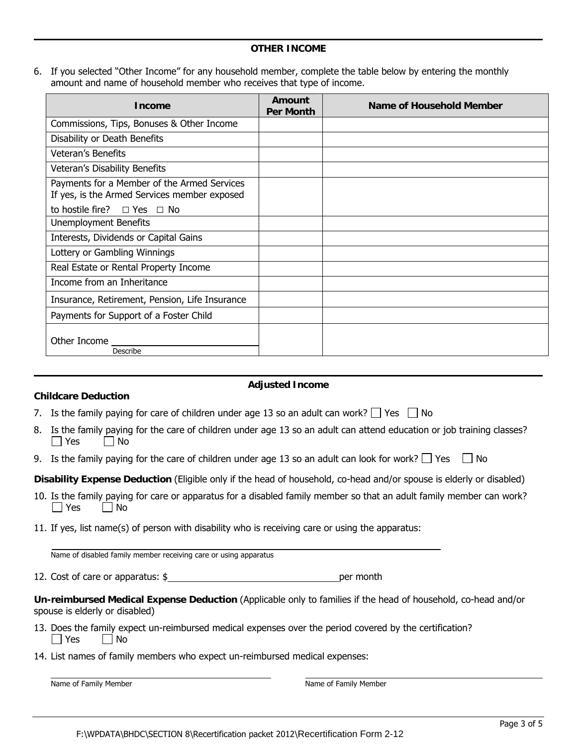## OTHER INCOME

6. If you selected "Other Income" for any household member, complete the table below by entering the monthly amount and name of household member who receives that type of income.

| Income | Amount Per Month | Name of Household Member |
|---|---|---|
| Commissions, Tips, Bonuses & Other Income | | |
| Disability or Death Benefits | | |
| Veteran's Benefits | | |
| Veteran's Disability Benefits | | |
| Payments for a Member of the Armed Services If yes, is the Armed Services member exposed to hostile fire? ☐ Yes ☐ No | | |
| Unemployment Benefits | | |
| Interests, Dividends or Capital Gains | | |
| Lottery or Gambling Winnings | | |
| Real Estate or Rental Property Income | | |
| Income from an Inheritance | | |
| Insurance, Retirement, Pension, Life Insurance | | |
| Payments for Support of a Foster Child | | |
| Other Income ____________ (Describe) | | |

## Adjusted Income

**Childcare Deduction**

7. Is the family paying for care of children under age 13 so an adult can work? ☐ Yes ☐ No
8. Is the family paying for the care of children under age 13 so an adult can attend education or job training classes? ☐ Yes ☐ No
9. Is the family paying for the care of children under age 13 so an adult can look for work? ☐ Yes ☐ No

**Disability Expense Deduction** (Eligible only if the head of household, co-head and/or spouse is elderly or disabled)

10. Is the family paying for care or apparatus for a disabled family member so that an adult family member can work? ☐ Yes ☐ No
11. If yes, list name(s) of person with disability who is receiving care or using the apparatus:

_______________________________________________
Name of disabled family member receiving care or using apparatus

12. Cost of care or apparatus: $________________________ per month

**Un-reimbursed Medical Expense Deduction** (Applicable only to families if the head of household, co-head and/or spouse is elderly or disabled)

13. Does the family expect un-reimbursed medical expenses over the period covered by the certification? ☐ Yes ☐ No
14. List names of family members who expect un-reimbursed medical expenses:

_______________________________ _______________________________
Name of Family Member Name of Family Member

F:\WPDATA\BHDC\SECTION 8\Recertification packet 2012\Recertification Form 2-12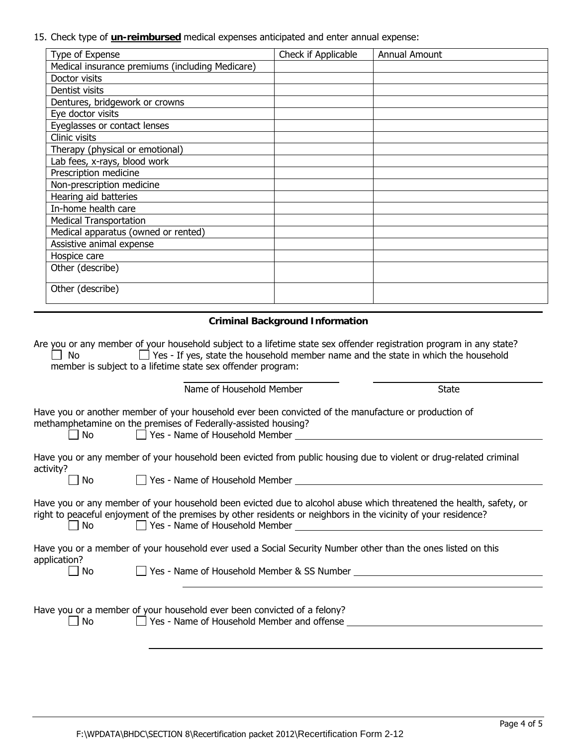15. Check type of **un-reimbursed** medical expenses anticipated and enter annual expense:

| Type of Expense | Check if Applicable | Annual Amount |
|---|---|---|
| Medical insurance premiums (including Medicare) | | |
| Doctor visits | | |
| Dentist visits | | |
| Dentures, bridgework or crowns | | |
| Eye doctor visits | | |
| Eyeglasses or contact lenses | | |
| Clinic visits | | |
| Therapy (physical or emotional) | | |
| Lab fees, x-rays, blood work | | |
| Prescription medicine | | |
| Non-prescription medicine | | |
| Hearing aid batteries | | |
| In-home health care | | |
| Medical Transportation | | |
| Medical apparatus (owned or rented) | | |
| Assistive animal expense | | |
| Hospice care | | |
| Other (describe) | | |
| Other (describe) | | |

## Criminal Background Information

Are you or any member of your household subject to a lifetime state sex offender registration program in any state?
☐ No ☐ Yes - If yes, state the household member name and the state in which the household member is subject to a lifetime state sex offender program:

______________________ Name of Household Member ______________________ State

Have you or another member of your household ever been convicted of the manufacture or production of methamphetamine on the premises of Federally-assisted housing?
☐ No ☐ Yes - Name of Household Member ______________________

Have you or any member of your household been evicted from public housing due to violent or drug-related criminal activity?
☐ No ☐ Yes - Name of Household Member ______________________

Have you or any member of your household been evicted due to alcohol abuse which threatened the health, safety, or right to peaceful enjoyment of the premises by other residents or neighbors in the vicinity of your residence?
☐ No ☐ Yes - Name of Household Member ______________________

Have you or a member of your household ever used a Social Security Number other than the ones listed on this application?
☐ No ☐ Yes - Name of Household Member & SS Number ______________________

Have you or a member of your household ever been convicted of a felony?
☐ No ☐ Yes - Name of Household Member and offense ______________________

F:\WPDATA\BHDC\SECTION 8\Recertification packet 2012\Recertification Form 2-12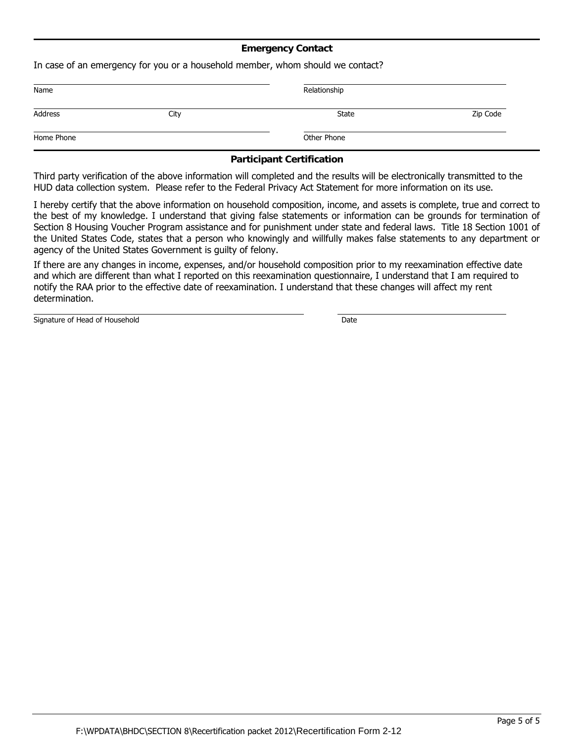## Emergency Contact

In case of an emergency for you or a household member, whom should we contact?

| | |
|---|---|
| Name | Relationship |
| Address &nbsp;&nbsp;&nbsp; City | State &nbsp;&nbsp;&nbsp; Zip Code |
| Home Phone | Other Phone |

## Participant Certification

Third party verification of the above information will completed and the results will be electronically transmitted to the HUD data collection system. Please refer to the Federal Privacy Act Statement for more information on its use.

I hereby certify that the above information on household composition, income, and assets is complete, true and correct to the best of my knowledge. I understand that giving false statements or information can be grounds for termination of Section 8 Housing Voucher Program assistance and for punishment under state and federal laws. Title 18 Section 1001 of the United States Code, states that a person who knowingly and willfully makes false statements to any department or agency of the United States Government is guilty of felony.

If there are any changes in income, expenses, and/or household composition prior to my reexamination effective date and which are different than what I reported on this reexamination questionnaire, I understand that I am required to notify the RAA prior to the effective date of reexamination. I understand that these changes will affect my rent determination.

| | |
|---|---|
| Signature of Head of Household | Date |

F:\WPDATA\BHDC\SECTION 8\Recertification packet 2012\Recertification Form 2-12